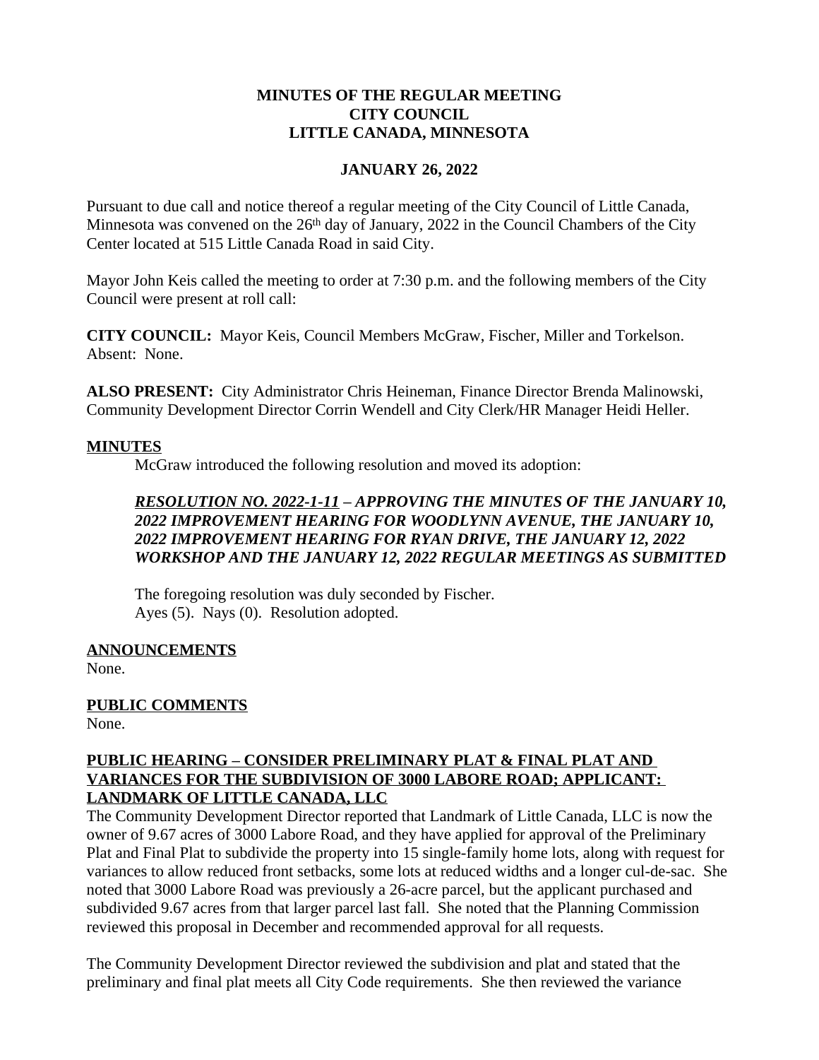**MINUTES OF THE REGULAR MEETING**
**CITY COUNCIL**
**LITTLE CANADA, MINNESOTA**

**JANUARY 26, 2022**

Pursuant to due call and notice thereof a regular meeting of the City Council of Little Canada, Minnesota was convened on the 26th day of January, 2022 in the Council Chambers of the City Center located at 515 Little Canada Road in said City.

Mayor John Keis called the meeting to order at 7:30 p.m. and the following members of the City Council were present at roll call:

**CITY COUNCIL:** Mayor Keis, Council Members McGraw, Fischer, Miller and Torkelson. Absent: None.

**ALSO PRESENT:** City Administrator Chris Heineman, Finance Director Brenda Malinowski, Community Development Director Corrin Wendell and City Clerk/HR Manager Heidi Heller.

**MINUTES**

McGraw introduced the following resolution and moved its adoption:

***RESOLUTION NO. 2022-1-11 – APPROVING THE MINUTES OF THE JANUARY 10, 2022 IMPROVEMENT HEARING FOR WOODLYNN AVENUE, THE JANUARY 10, 2022 IMPROVEMENT HEARING FOR RYAN DRIVE, THE JANUARY 12, 2022 WORKSHOP AND THE JANUARY 12, 2022 REGULAR MEETINGS AS SUBMITTED***

The foregoing resolution was duly seconded by Fischer.
Ayes (5). Nays (0). Resolution adopted.

**ANNOUNCEMENTS**

None.

**PUBLIC COMMENTS**

None.

**PUBLIC HEARING – CONSIDER PRELIMINARY PLAT & FINAL PLAT AND VARIANCES FOR THE SUBDIVISION OF 3000 LABORE ROAD; APPLICANT: LANDMARK OF LITTLE CANADA, LLC**

The Community Development Director reported that Landmark of Little Canada, LLC is now the owner of 9.67 acres of 3000 Labore Road, and they have applied for approval of the Preliminary Plat and Final Plat to subdivide the property into 15 single-family home lots, along with request for variances to allow reduced front setbacks, some lots at reduced widths and a longer cul-de-sac. She noted that 3000 Labore Road was previously a 26-acre parcel, but the applicant purchased and subdivided 9.67 acres from that larger parcel last fall. She noted that the Planning Commission reviewed this proposal in December and recommended approval for all requests.

The Community Development Director reviewed the subdivision and plat and stated that the preliminary and final plat meets all City Code requirements. She then reviewed the variance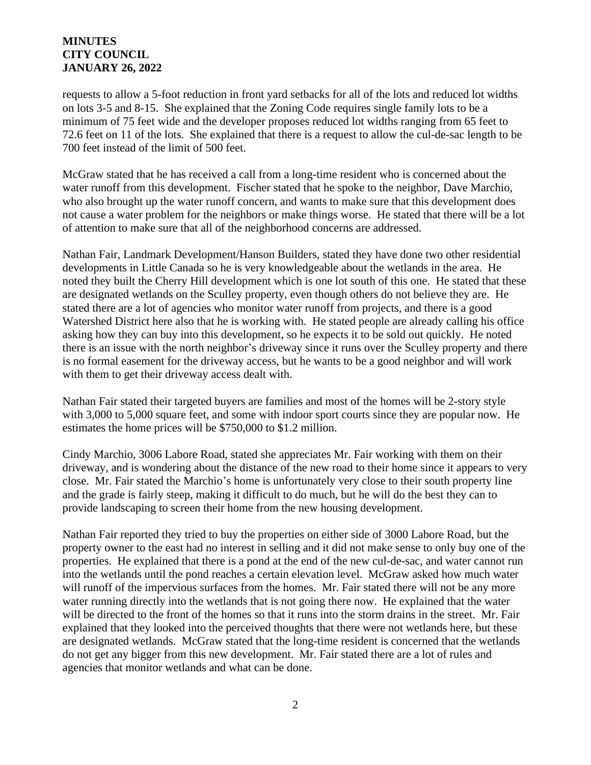requests to allow a 5-foot reduction in front yard setbacks for all of the lots and reduced lot widths on lots 3-5 and 8-15. She explained that the Zoning Code requires single family lots to be a minimum of 75 feet wide and the developer proposes reduced lot widths ranging from 65 feet to 72.6 feet on 11 of the lots. She explained that there is a request to allow the cul-de-sac length to be 700 feet instead of the limit of 500 feet.

McGraw stated that he has received a call from a long-time resident who is concerned about the water runoff from this development. Fischer stated that he spoke to the neighbor, Dave Marchio, who also brought up the water runoff concern, and wants to make sure that this development does not cause a water problem for the neighbors or make things worse. He stated that there will be a lot of attention to make sure that all of the neighborhood concerns are addressed.

Nathan Fair, Landmark Development/Hanson Builders, stated they have done two other residential developments in Little Canada so he is very knowledgeable about the wetlands in the area. He noted they built the Cherry Hill development which is one lot south of this one. He stated that these are designated wetlands on the Sculley property, even though others do not believe they are. He stated there are a lot of agencies who monitor water runoff from projects, and there is a good Watershed District here also that he is working with. He stated people are already calling his office asking how they can buy into this development, so he expects it to be sold out quickly. He noted there is an issue with the north neighbor's driveway since it runs over the Sculley property and there is no formal easement for the driveway access, but he wants to be a good neighbor and will work with them to get their driveway access dealt with.

Nathan Fair stated their targeted buyers are families and most of the homes will be 2-story style with 3,000 to 5,000 square feet, and some with indoor sport courts since they are popular now. He estimates the home prices will be $750,000 to $1.2 million.

Cindy Marchio, 3006 Labore Road, stated she appreciates Mr. Fair working with them on their driveway, and is wondering about the distance of the new road to their home since it appears to very close. Mr. Fair stated the Marchio's home is unfortunately very close to their south property line and the grade is fairly steep, making it difficult to do much, but he will do the best they can to provide landscaping to screen their home from the new housing development.

Nathan Fair reported they tried to buy the properties on either side of 3000 Labore Road, but the property owner to the east had no interest in selling and it did not make sense to only buy one of the properties. He explained that there is a pond at the end of the new cul-de-sac, and water cannot run into the wetlands until the pond reaches a certain elevation level. McGraw asked how much water will runoff of the impervious surfaces from the homes. Mr. Fair stated there will not be any more water running directly into the wetlands that is not going there now. He explained that the water will be directed to the front of the homes so that it runs into the storm drains in the street. Mr. Fair explained that they looked into the perceived thoughts that there were not wetlands here, but these are designated wetlands. McGraw stated that the long-time resident is concerned that the wetlands do not get any bigger from this new development. Mr. Fair stated there are a lot of rules and agencies that monitor wetlands and what can be done.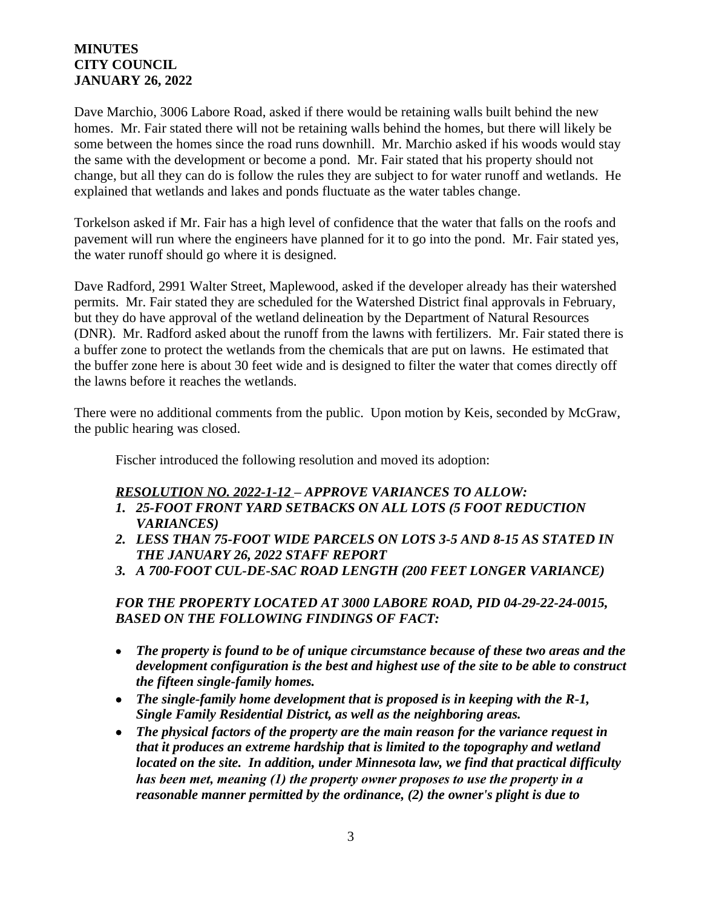Dave Marchio, 3006 Labore Road, asked if there would be retaining walls built behind the new homes. Mr. Fair stated there will not be retaining walls behind the homes, but there will likely be some between the homes since the road runs downhill. Mr. Marchio asked if his woods would stay the same with the development or become a pond. Mr. Fair stated that his property should not change, but all they can do is follow the rules they are subject to for water runoff and wetlands. He explained that wetlands and lakes and ponds fluctuate as the water tables change.

Torkelson asked if Mr. Fair has a high level of confidence that the water that falls on the roofs and pavement will run where the engineers have planned for it to go into the pond. Mr. Fair stated yes, the water runoff should go where it is designed.

Dave Radford, 2991 Walter Street, Maplewood, asked if the developer already has their watershed permits. Mr. Fair stated they are scheduled for the Watershed District final approvals in February, but they do have approval of the wetland delineation by the Department of Natural Resources (DNR). Mr. Radford asked about the runoff from the lawns with fertilizers. Mr. Fair stated there is a buffer zone to protect the wetlands from the chemicals that are put on lawns. He estimated that the buffer zone here is about 30 feet wide and is designed to filter the water that comes directly off the lawns before it reaches the wetlands.

There were no additional comments from the public. Upon motion by Keis, seconded by McGraw, the public hearing was closed.

Fischer introduced the following resolution and moved its adoption:

***RESOLUTION NO. 2022-1-12 – APPROVE VARIANCES TO ALLOW:***

1. ***25-FOOT FRONT YARD SETBACKS ON ALL LOTS (5 FOOT REDUCTION VARIANCES)***
2. ***LESS THAN 75-FOOT WIDE PARCELS ON LOTS 3-5 AND 8-15 AS STATED IN THE JANUARY 26, 2022 STAFF REPORT***
3. ***A 700-FOOT CUL-DE-SAC ROAD LENGTH (200 FEET LONGER VARIANCE)***

***FOR THE PROPERTY LOCATED AT 3000 LABORE ROAD, PID 04-29-22-24-0015, BASED ON THE FOLLOWING FINDINGS OF FACT:***

- ***The property is found to be of unique circumstance because of these two areas and the development configuration is the best and highest use of the site to be able to construct the fifteen single-family homes.***
- ***The single-family home development that is proposed is in keeping with the R-1, Single Family Residential District, as well as the neighboring areas.***
- ***The physical factors of the property are the main reason for the variance request in that it produces an extreme hardship that is limited to the topography and wetland located on the site. In addition, under Minnesota law, we find that practical difficulty has been met, meaning (1) the property owner proposes to use the property in a reasonable manner permitted by the ordinance, (2) the owner's plight is due to***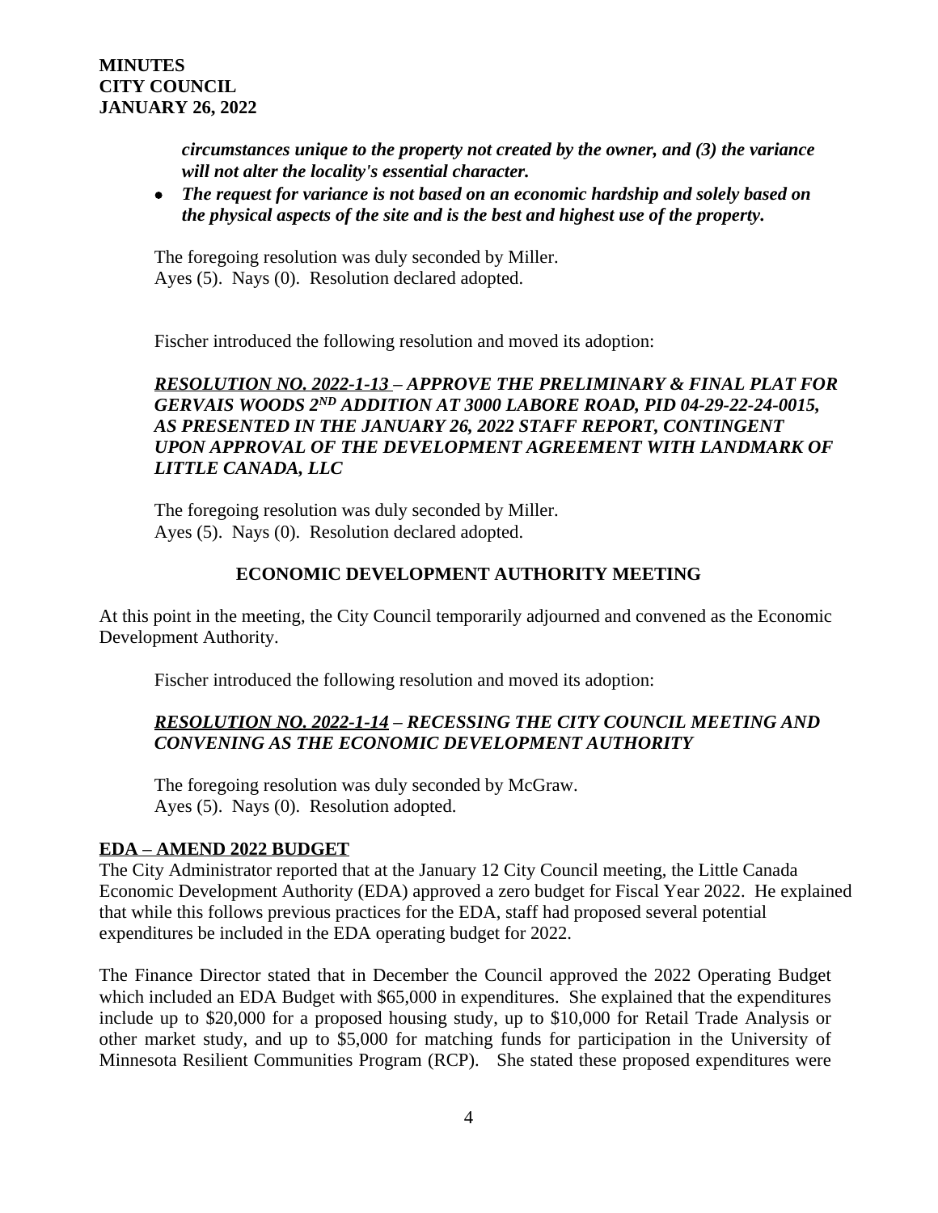*circumstances unique to the property not created by the owner, and (3) the variance will not alter the locality's essential character.*

- ***The request for variance is not based on an economic hardship and solely based on the physical aspects of the site and is the best and highest use of the property.***

The foregoing resolution was duly seconded by Miller.
Ayes (5). Nays (0). Resolution declared adopted.

Fischer introduced the following resolution and moved its adoption:

***RESOLUTION NO. 2022-1-13 – APPROVE THE PRELIMINARY & FINAL PLAT FOR GERVAIS WOODS 2ND ADDITION AT 3000 LABORE ROAD, PID 04-29-22-24-0015, AS PRESENTED IN THE JANUARY 26, 2022 STAFF REPORT, CONTINGENT UPON APPROVAL OF THE DEVELOPMENT AGREEMENT WITH LANDMARK OF LITTLE CANADA, LLC***

The foregoing resolution was duly seconded by Miller.
Ayes (5). Nays (0). Resolution declared adopted.

## ECONOMIC DEVELOPMENT AUTHORITY MEETING

At this point in the meeting, the City Council temporarily adjourned and convened as the Economic Development Authority.

Fischer introduced the following resolution and moved its adoption:

***RESOLUTION NO. 2022-1-14 – RECESSING THE CITY COUNCIL MEETING AND CONVENING AS THE ECONOMIC DEVELOPMENT AUTHORITY***

The foregoing resolution was duly seconded by McGraw.
Ayes (5). Nays (0). Resolution adopted.

**EDA – AMEND 2022 BUDGET**

The City Administrator reported that at the January 12 City Council meeting, the Little Canada Economic Development Authority (EDA) approved a zero budget for Fiscal Year 2022. He explained that while this follows previous practices for the EDA, staff had proposed several potential expenditures be included in the EDA operating budget for 2022.

The Finance Director stated that in December the Council approved the 2022 Operating Budget which included an EDA Budget with $65,000 in expenditures. She explained that the expenditures include up to $20,000 for a proposed housing study, up to $10,000 for Retail Trade Analysis or other market study, and up to $5,000 for matching funds for participation in the University of Minnesota Resilient Communities Program (RCP). She stated these proposed expenditures were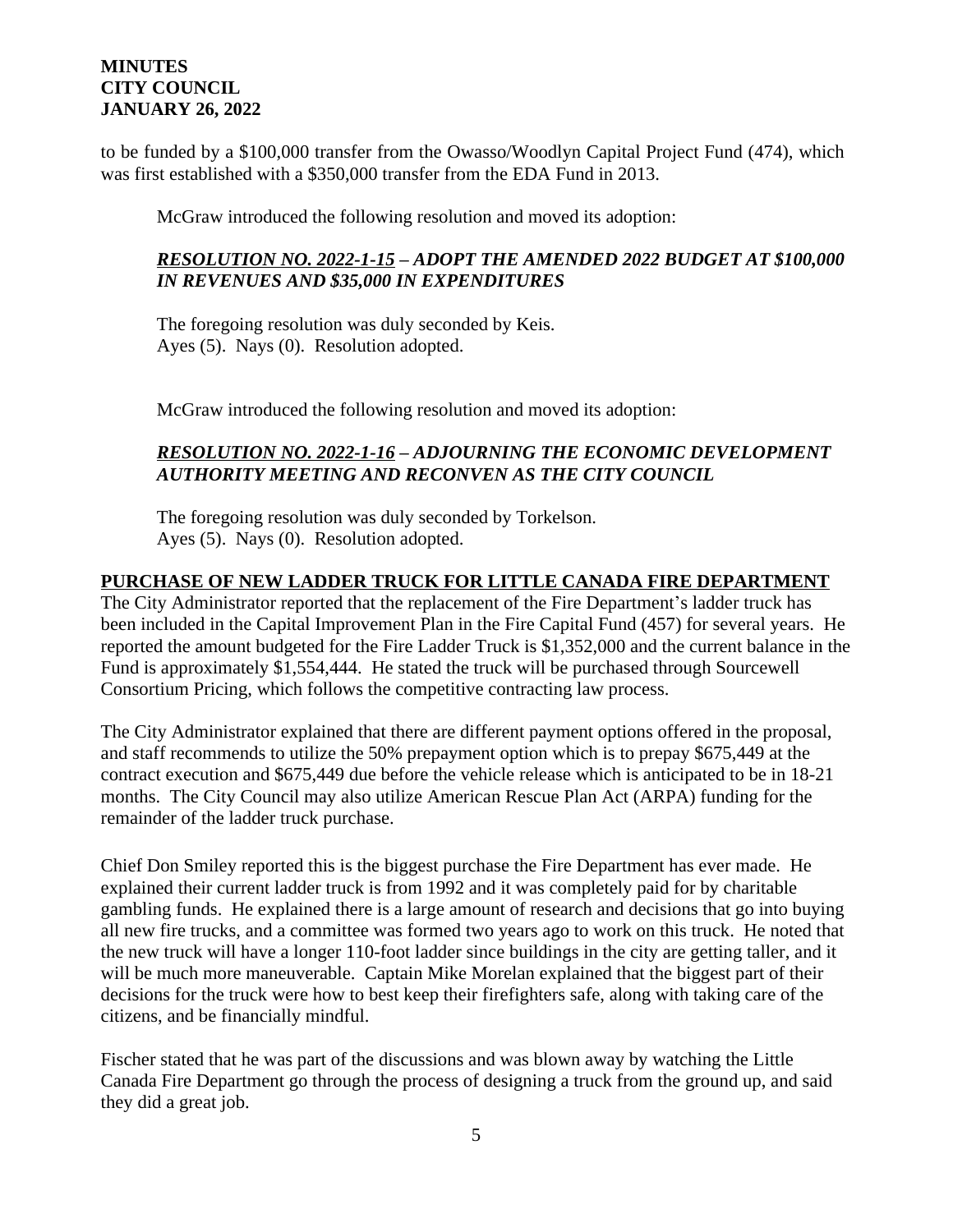to be funded by a $100,000 transfer from the Owasso/Woodlyn Capital Project Fund (474), which was first established with a $350,000 transfer from the EDA Fund in 2013.

McGraw introduced the following resolution and moved its adoption:

***RESOLUTION NO. 2022-1-15* – ADOPT THE AMENDED 2022 BUDGET AT $100,000 IN REVENUES AND $35,000 IN EXPENDITURES**

The foregoing resolution was duly seconded by Keis.
Ayes (5). Nays (0). Resolution adopted.

McGraw introduced the following resolution and moved its adoption:

***RESOLUTION NO. 2022-1-16* – ADJOURNING THE ECONOMIC DEVELOPMENT AUTHORITY MEETING AND RECONVEN AS THE CITY COUNCIL**

The foregoing resolution was duly seconded by Torkelson.
Ayes (5). Nays (0). Resolution adopted.

**PURCHASE OF NEW LADDER TRUCK FOR LITTLE CANADA FIRE DEPARTMENT**

The City Administrator reported that the replacement of the Fire Department's ladder truck has been included in the Capital Improvement Plan in the Fire Capital Fund (457) for several years. He reported the amount budgeted for the Fire Ladder Truck is $1,352,000 and the current balance in the Fund is approximately $1,554,444. He stated the truck will be purchased through Sourcewell Consortium Pricing, which follows the competitive contracting law process.

The City Administrator explained that there are different payment options offered in the proposal, and staff recommends to utilize the 50% prepayment option which is to prepay $675,449 at the contract execution and $675,449 due before the vehicle release which is anticipated to be in 18-21 months. The City Council may also utilize American Rescue Plan Act (ARPA) funding for the remainder of the ladder truck purchase.

Chief Don Smiley reported this is the biggest purchase the Fire Department has ever made. He explained their current ladder truck is from 1992 and it was completely paid for by charitable gambling funds. He explained there is a large amount of research and decisions that go into buying all new fire trucks, and a committee was formed two years ago to work on this truck. He noted that the new truck will have a longer 110-foot ladder since buildings in the city are getting taller, and it will be much more maneuverable. Captain Mike Morelan explained that the biggest part of their decisions for the truck were how to best keep their firefighters safe, along with taking care of the citizens, and be financially mindful.

Fischer stated that he was part of the discussions and was blown away by watching the Little Canada Fire Department go through the process of designing a truck from the ground up, and said they did a great job.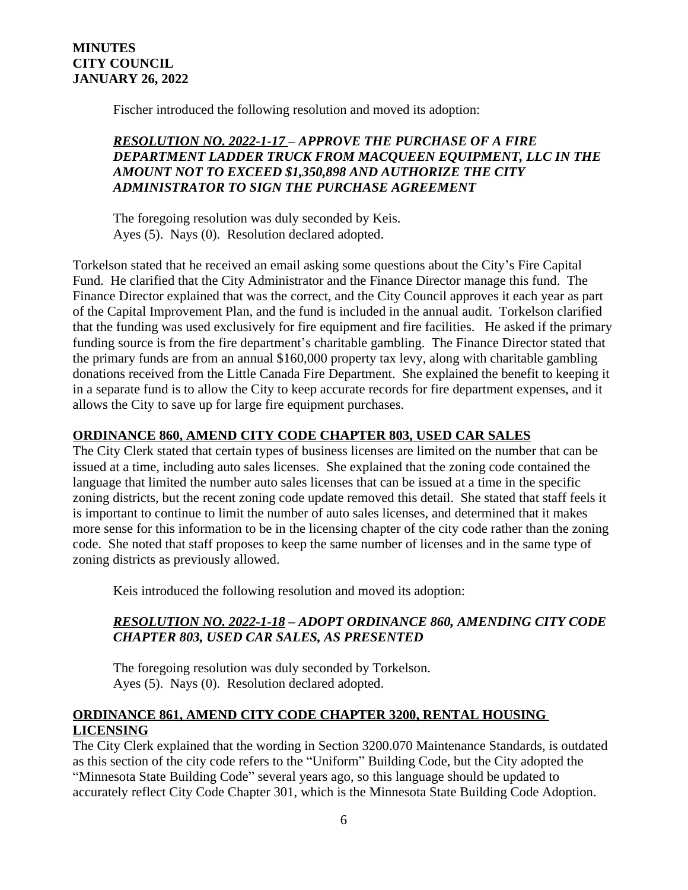Fischer introduced the following resolution and moved its adoption:

***RESOLUTION NO. 2022-1-17 – APPROVE THE PURCHASE OF A FIRE DEPARTMENT LADDER TRUCK FROM MACQUEEN EQUIPMENT, LLC IN THE AMOUNT NOT TO EXCEED $1,350,898 AND AUTHORIZE THE CITY ADMINISTRATOR TO SIGN THE PURCHASE AGREEMENT***

The foregoing resolution was duly seconded by Keis.
Ayes (5). Nays (0). Resolution declared adopted.

Torkelson stated that he received an email asking some questions about the City's Fire Capital Fund. He clarified that the City Administrator and the Finance Director manage this fund. The Finance Director explained that was the correct, and the City Council approves it each year as part of the Capital Improvement Plan, and the fund is included in the annual audit. Torkelson clarified that the funding was used exclusively for fire equipment and fire facilities. He asked if the primary funding source is from the fire department's charitable gambling. The Finance Director stated that the primary funds are from an annual $160,000 property tax levy, along with charitable gambling donations received from the Little Canada Fire Department. She explained the benefit to keeping it in a separate fund is to allow the City to keep accurate records for fire department expenses, and it allows the City to save up for large fire equipment purchases.

**ORDINANCE 860, AMEND CITY CODE CHAPTER 803, USED CAR SALES**

The City Clerk stated that certain types of business licenses are limited on the number that can be issued at a time, including auto sales licenses. She explained that the zoning code contained the language that limited the number auto sales licenses that can be issued at a time in the specific zoning districts, but the recent zoning code update removed this detail. She stated that staff feels it is important to continue to limit the number of auto sales licenses, and determined that it makes more sense for this information to be in the licensing chapter of the city code rather than the zoning code. She noted that staff proposes to keep the same number of licenses and in the same type of zoning districts as previously allowed.

Keis introduced the following resolution and moved its adoption:

***RESOLUTION NO. 2022-1-18 – ADOPT ORDINANCE 860, AMENDING CITY CODE CHAPTER 803, USED CAR SALES, AS PRESENTED***

The foregoing resolution was duly seconded by Torkelson.
Ayes (5). Nays (0). Resolution declared adopted.

**ORDINANCE 861, AMEND CITY CODE CHAPTER 3200, RENTAL HOUSING LICENSING**

The City Clerk explained that the wording in Section 3200.070 Maintenance Standards, is outdated as this section of the city code refers to the "Uniform" Building Code, but the City adopted the "Minnesota State Building Code" several years ago, so this language should be updated to accurately reflect City Code Chapter 301, which is the Minnesota State Building Code Adoption.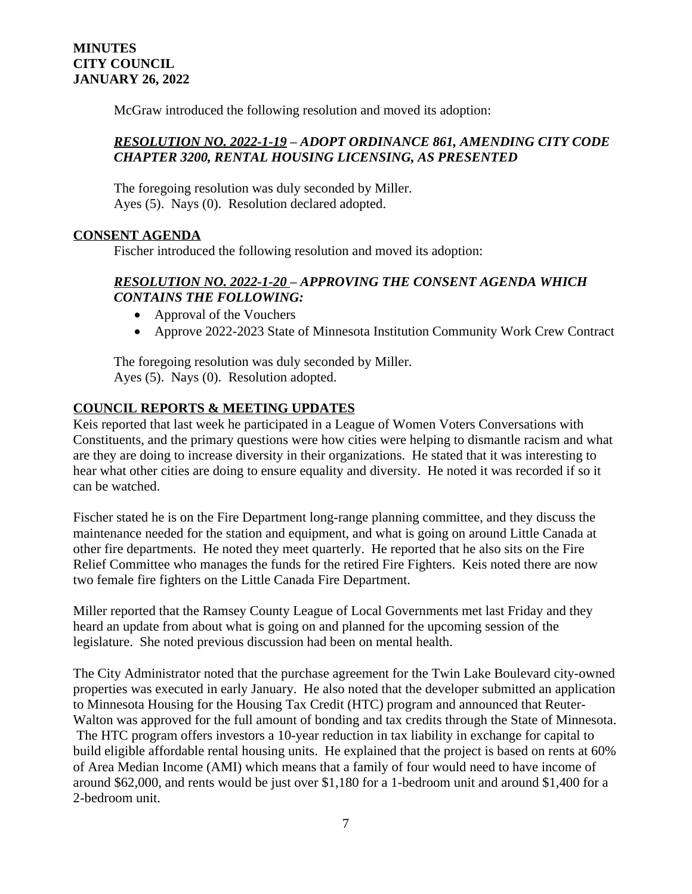McGraw introduced the following resolution and moved its adoption:

***RESOLUTION NO. 2022-1-19* – ADOPT ORDINANCE 861, AMENDING CITY CODE CHAPTER 3200, RENTAL HOUSING LICENSING, AS PRESENTED**

The foregoing resolution was duly seconded by Miller.
Ayes (5). Nays (0). Resolution declared adopted.

## CONSENT AGENDA

Fischer introduced the following resolution and moved its adoption:

***RESOLUTION NO. 2022-1-20* – APPROVING THE CONSENT AGENDA WHICH CONTAINS THE FOLLOWING:**

- Approval of the Vouchers
- Approve 2022-2023 State of Minnesota Institution Community Work Crew Contract

The foregoing resolution was duly seconded by Miller.
Ayes (5). Nays (0). Resolution adopted.

## COUNCIL REPORTS & MEETING UPDATES

Keis reported that last week he participated in a League of Women Voters Conversations with Constituents, and the primary questions were how cities were helping to dismantle racism and what are they are doing to increase diversity in their organizations. He stated that it was interesting to hear what other cities are doing to ensure equality and diversity. He noted it was recorded if so it can be watched.

Fischer stated he is on the Fire Department long-range planning committee, and they discuss the maintenance needed for the station and equipment, and what is going on around Little Canada at other fire departments. He noted they meet quarterly. He reported that he also sits on the Fire Relief Committee who manages the funds for the retired Fire Fighters. Keis noted there are now two female fire fighters on the Little Canada Fire Department.

Miller reported that the Ramsey County League of Local Governments met last Friday and they heard an update from about what is going on and planned for the upcoming session of the legislature. She noted previous discussion had been on mental health.

The City Administrator noted that the purchase agreement for the Twin Lake Boulevard city-owned properties was executed in early January. He also noted that the developer submitted an application to Minnesota Housing for the Housing Tax Credit (HTC) program and announced that Reuter-Walton was approved for the full amount of bonding and tax credits through the State of Minnesota. The HTC program offers investors a 10-year reduction in tax liability in exchange for capital to build eligible affordable rental housing units. He explained that the project is based on rents at 60% of Area Median Income (AMI) which means that a family of four would need to have income of around $62,000, and rents would be just over $1,180 for a 1-bedroom unit and around $1,400 for a 2-bedroom unit.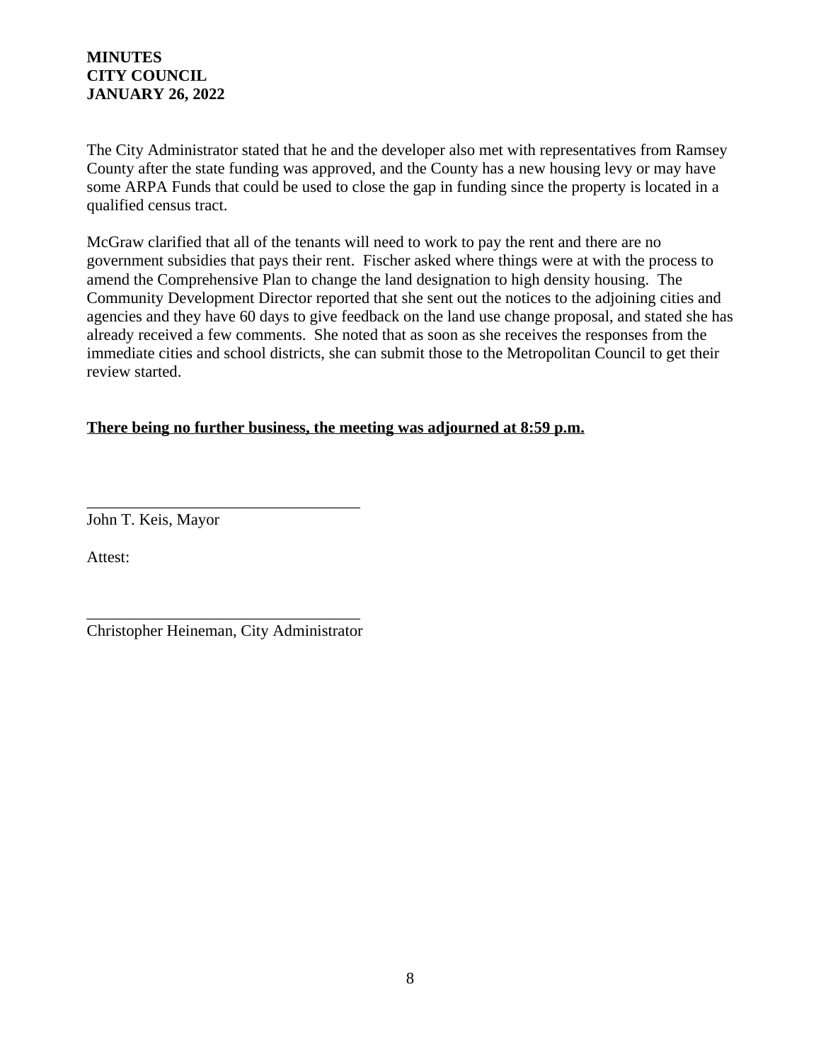The City Administrator stated that he and the developer also met with representatives from Ramsey County after the state funding was approved, and the County has a new housing levy or may have some ARPA Funds that could be used to close the gap in funding since the property is located in a qualified census tract.

McGraw clarified that all of the tenants will need to work to pay the rent and there are no government subsidies that pays their rent. Fischer asked where things were at with the process to amend the Comprehensive Plan to change the land designation to high density housing. The Community Development Director reported that she sent out the notices to the adjoining cities and agencies and they have 60 days to give feedback on the land use change proposal, and stated she has already received a few comments. She noted that as soon as she receives the responses from the immediate cities and school districts, she can submit those to the Metropolitan Council to get their review started.

**There being no further business, the meeting was adjourned at 8:59 p.m.**

___________________________________
John T. Keis, Mayor

Attest:

___________________________________
Christopher Heineman, City Administrator